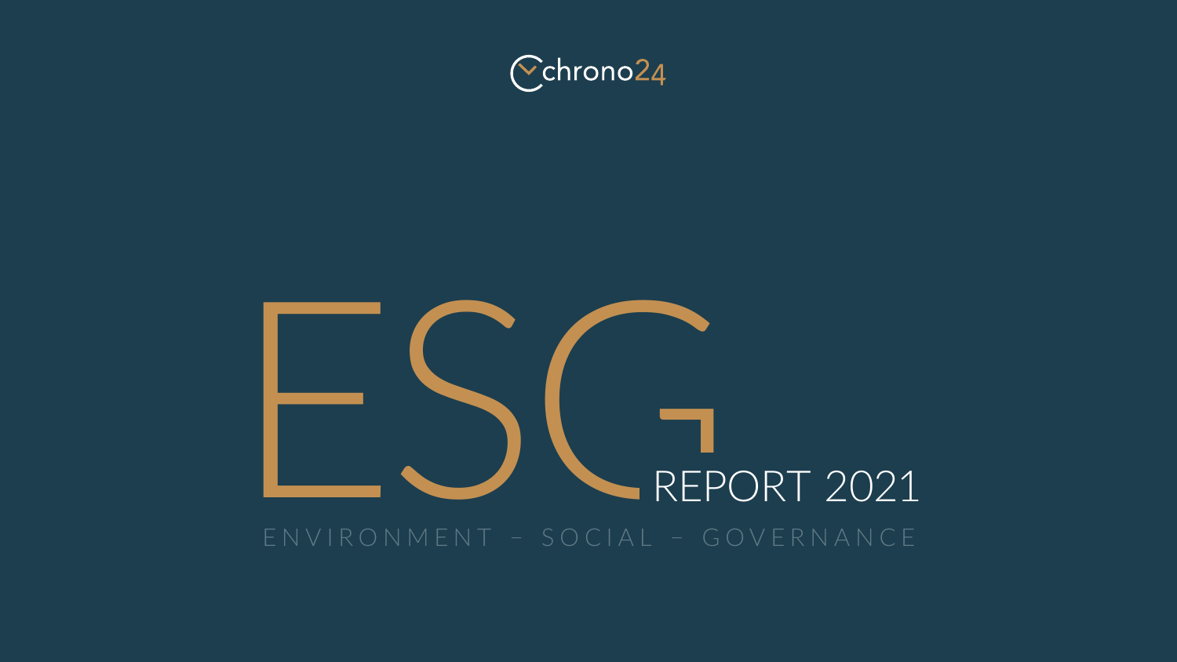chrono24

# ESG REPORT 2021

ENVIRONMENT – SOCIAL – GOVERNANCE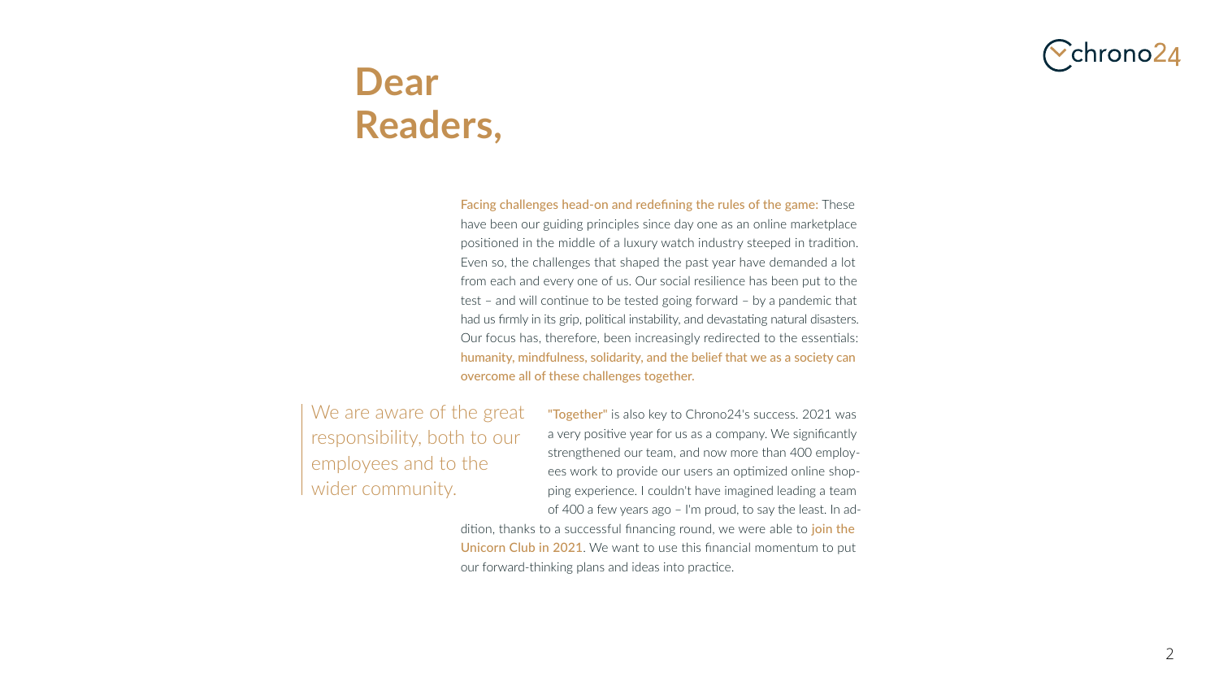# Dear Readers,

**Facing challenges head-on and redefining the rules of the game:** These have been our guiding principles since day one as an online marketplace positioned in the middle of a luxury watch industry steeped in tradition. Even so, the challenges that shaped the past year have demanded a lot from each and every one of us. Our social resilience has been put to the test – and will continue to be tested going forward – by a pandemic that had us firmly in its grip, political instability, and devastating natural disasters. Our focus has, therefore, been increasingly redirected to the essentials: **humanity, mindfulness, solidarity, and the belief that we as a society can overcome all of these challenges together.**

> We are aware of the great responsibility, both to our employees and to the wider community.

**"Together"** is also key to Chrono24's success. 2021 was a very positive year for us as a company. We significantly strengthened our team, and now more than 400 employees work to provide our users an optimized online shopping experience. I couldn't have imagined leading a team of 400 a few years ago – I'm proud, to say the least. In addition, thanks to a successful financing round, we were able to **join the Unicorn Club in 2021**. We want to use this financial momentum to put our forward-thinking plans and ideas into practice.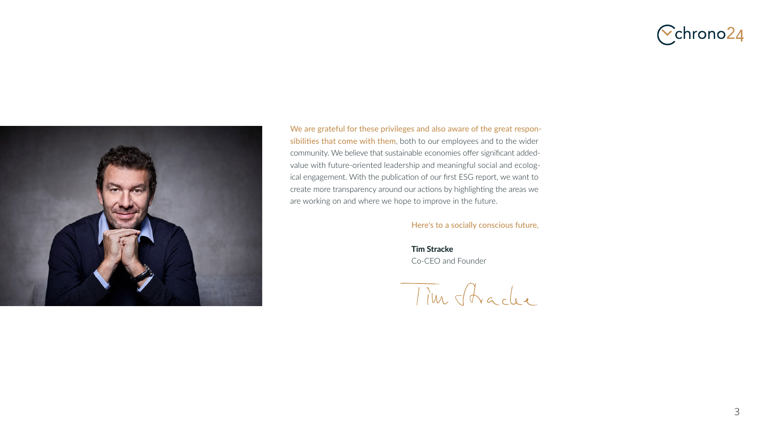**We are grateful for these privileges and also aware of the great responsibilities that come with them**, both to our employees and to the wider community. We believe that sustainable economies offer significant added-value with future-oriented leadership and meaningful social and ecological engagement. With the publication of our first ESG report, we want to create more transparency around our actions by highlighting the areas we are working on and where we hope to improve in the future.

Here's to a socially conscious future,

**Tim Stracke**
Co-CEO and Founder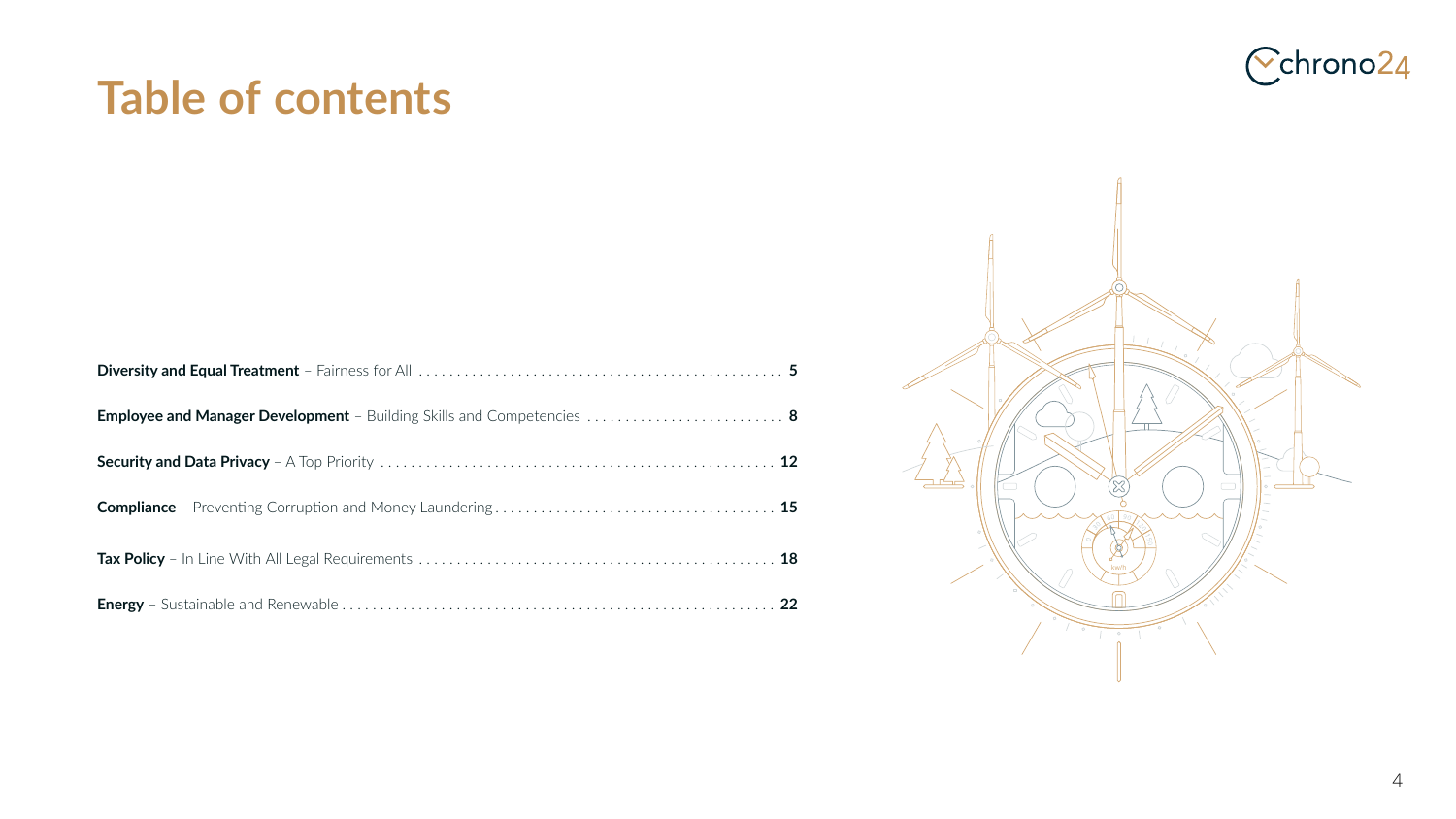# Table of contents

**Diversity and Equal Treatment** – Fairness for All ........ **5**

**Employee and Manager Development** – Building Skills and Competencies ........ **8**

**Security and Data Privacy** – A Top Priority ........ **12**

**Compliance** – Preventing Corruption and Money Laundering ........ **15**

**Tax Policy** – In Line With All Legal Requirements ........ **18**

**Energy** – Sustainable and Renewable ........ **22**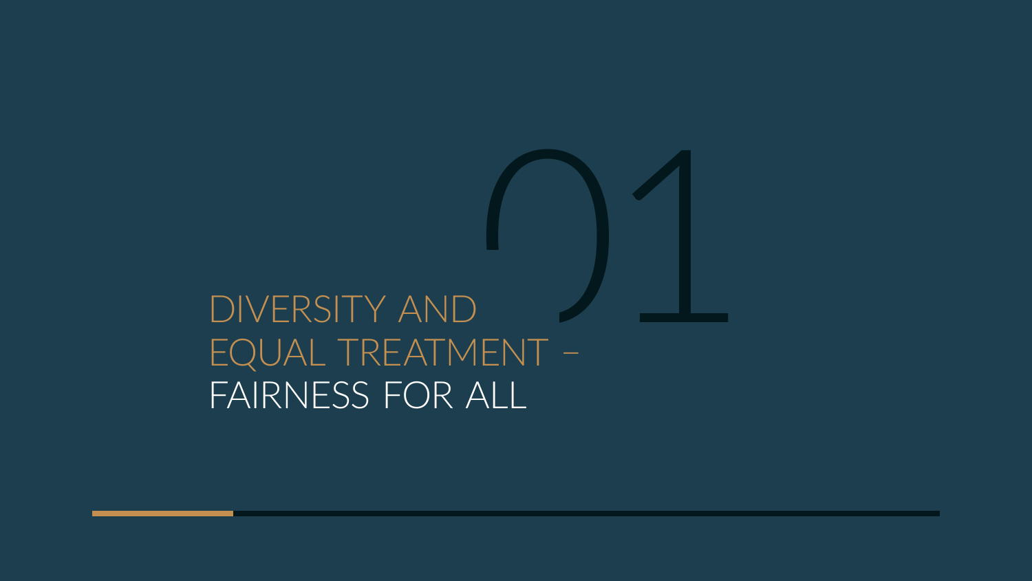# 01

# DIVERSITY AND EQUAL TREATMENT – FAIRNESS FOR ALL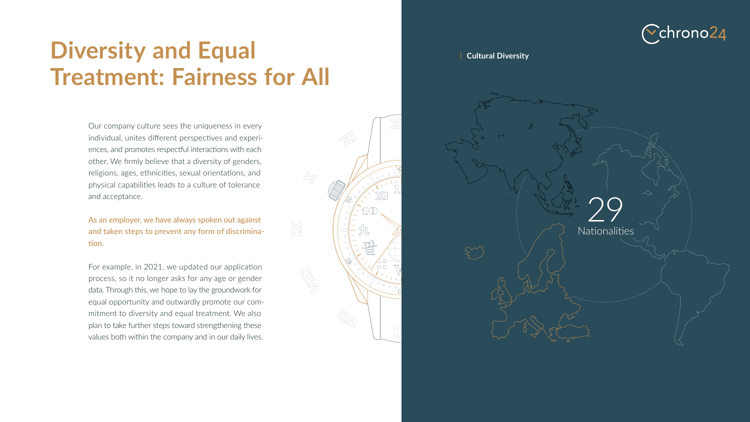# Diversity and Equal Treatment: Fairness for All

Our company culture sees the uniqueness in every individual, unites different perspectives and experiences, and promotes respectful interactions with each other. We firmly believe that a diversity of genders, religions, ages, ethnicities, sexual orientations, and physical capabilities leads to a culture of tolerance and acceptance.

As an employer, we have always spoken out against and taken steps to prevent any form of discrimination.

For example, in 2021, we updated our application process, so it no longer asks for any age or gender data. Through this, we hope to lay the groundwork for equal opportunity and outwardly promote our commitment to diversity and equal treatment. We also plan to take further steps toward strengthening these values both within the company and in our daily lives.

## Cultural Diversity

29 Nationalities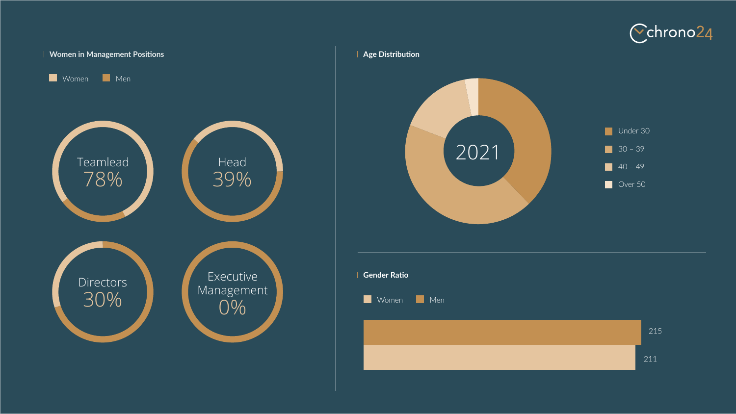## Women in Management Positions

Women / Men

- Teamlead 78%
- Head 39%
- Directors 30%
- Executive Management 0%

## Age Distribution

2021

- Under 30
- 30 – 39
- 40 – 49
- Over 50

## Gender Ratio

Women / Men

- Men: 215
- Women: 211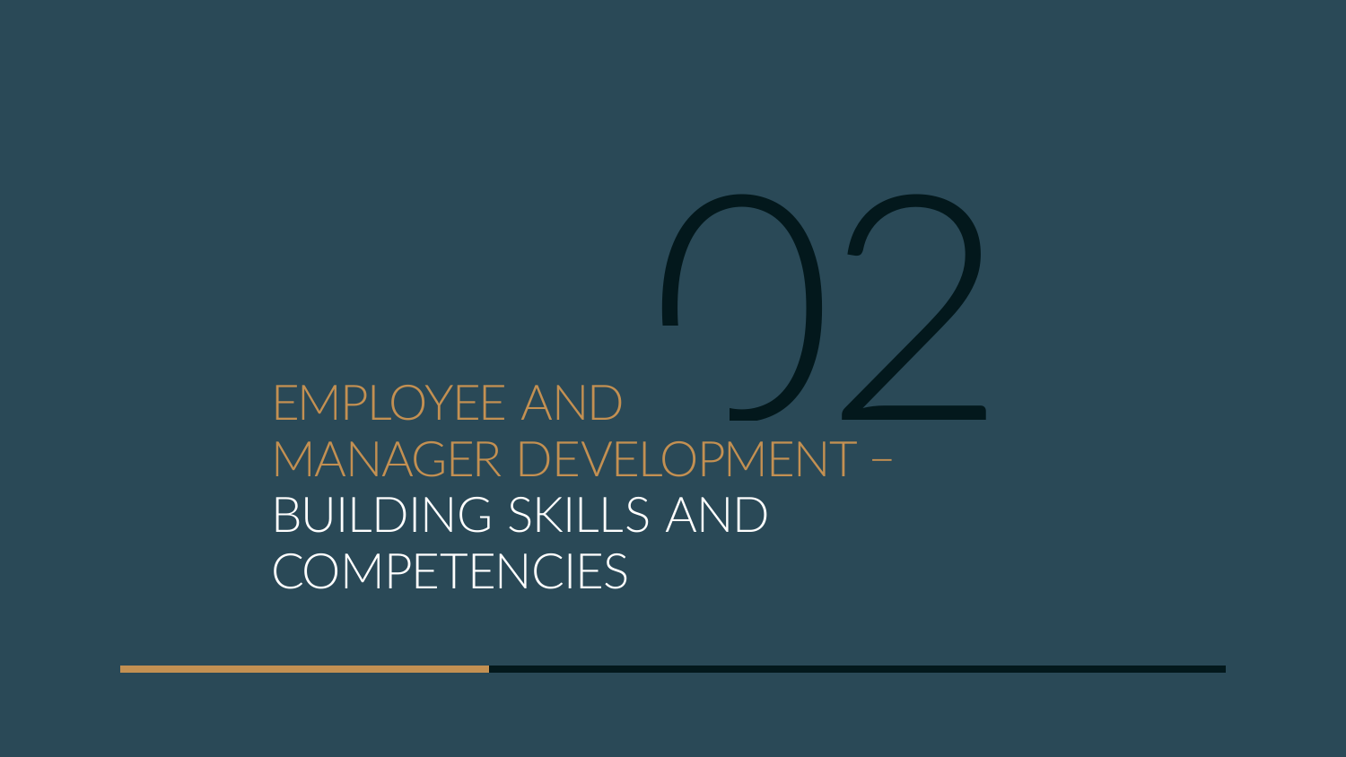# 02

# EMPLOYEE AND MANAGER DEVELOPMENT – BUILDING SKILLS AND COMPETENCIES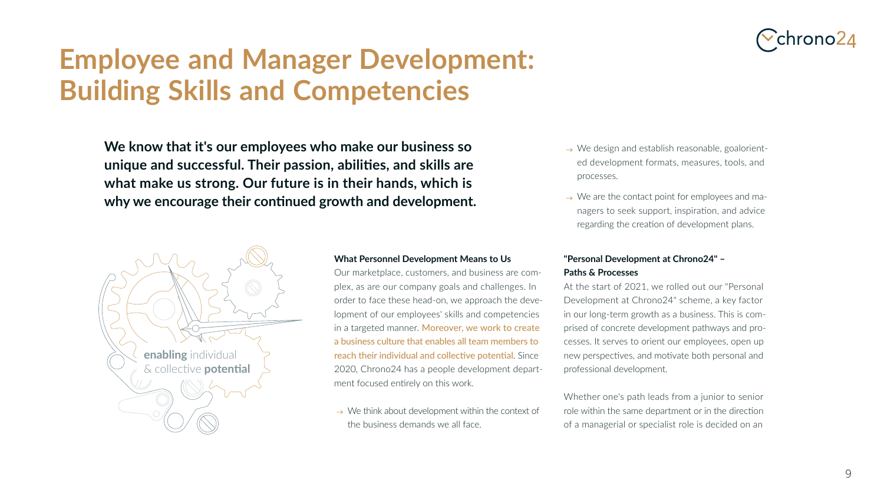# Employee and Manager Development: Building Skills and Competencies

**We know that it's our employees who make our business so unique and successful. Their passion, abilities, and skills are what make us strong. Our future is in their hands, which is why we encourage their continued growth and development.**

**enabling** individual & collective **potential**

**What Personnel Development Means to Us**

Our marketplace, customers, and business are complex, as are our company goals and challenges. In order to face these head-on, we approach the development of our employees' skills and competencies in a targeted manner. Moreover, we work to create a business culture that enables all team members to reach their individual and collective potential. Since 2020, Chrono24 has a people development department focused entirely on this work.

- We think about development within the context of the business demands we all face.
- We design and establish reasonable, goal-oriented development formats, measures, tools, and processes.
- We are the contact point for employees and managers to seek support, inspiration, and advice regarding the creation of development plans.

**"Personal Development at Chrono24" – Paths & Processes**

At the start of 2021, we rolled out our "Personal Development at Chrono24" scheme, a key factor in our long-term growth as a business. This is comprised of concrete development pathways and processes. It serves to orient our employees, open up new perspectives, and motivate both personal and professional development.

Whether one's path leads from a junior to senior role within the same department or in the direction of a managerial or specialist role is decided on an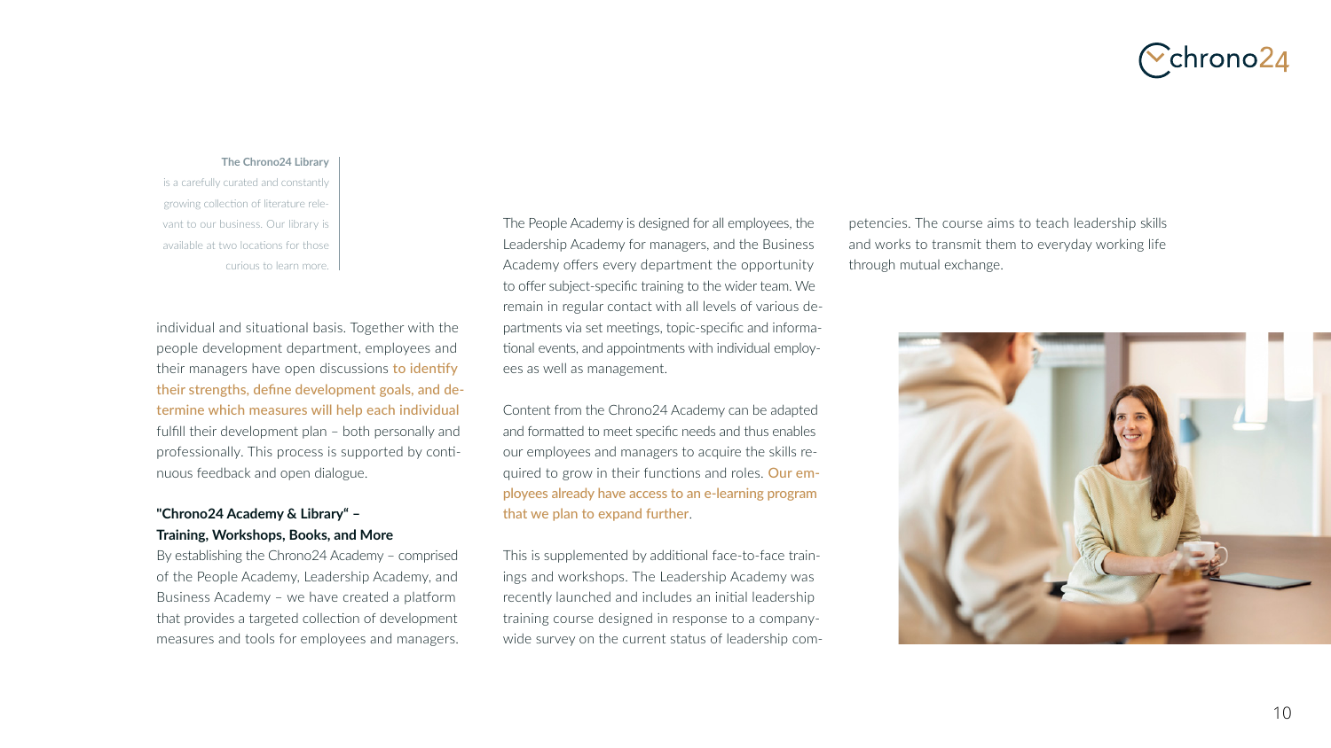**The Chrono24 Library**
is a carefully curated and constantly growing collection of literature relevant to our business. Our library is available at two locations for those curious to learn more.

individual and situational basis. Together with the people development department, employees and their managers have open discussions to identify their strengths, define development goals, and determine which measures will help each individual fulfill their development plan – both personally and professionally. This process is supported by continuous feedback and open dialogue.

**"Chrono24 Academy & Library" – Training, Workshops, Books, and More**

By establishing the Chrono24 Academy – comprised of the People Academy, Leadership Academy, and Business Academy – we have created a platform that provides a targeted collection of development measures and tools for employees and managers. The People Academy is designed for all employees, the Leadership Academy for managers, and the Business Academy offers every department the opportunity to offer subject-specific training to the wider team. We remain in regular contact with all levels of various departments via set meetings, topic-specific and informational events, and appointments with individual employees as well as management.

Content from the Chrono24 Academy can be adapted and formatted to meet specific needs and thus enables our employees and managers to acquire the skills required to grow in their functions and roles. Our employees already have access to an e-learning program that we plan to expand further.

This is supplemented by additional face-to-face trainings and workshops. The Leadership Academy was recently launched and includes an initial leadership training course designed in response to a company-wide survey on the current status of leadership competencies. The course aims to teach leadership skills and works to transmit them to everyday working life through mutual exchange.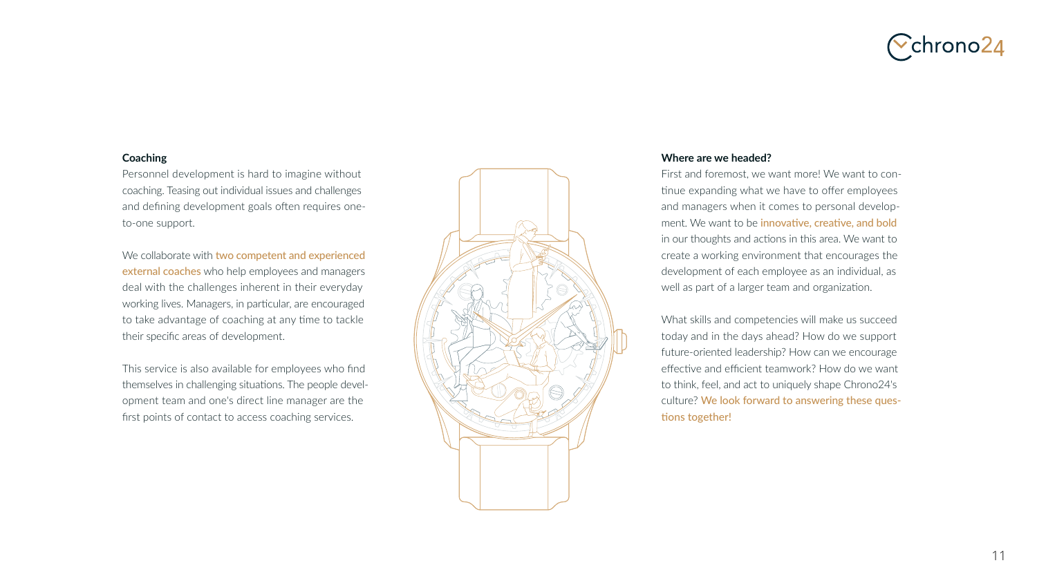### Coaching

Personnel development is hard to imagine without coaching. Teasing out individual issues and challenges and defining development goals often requires one-to-one support.

We collaborate with **two competent and experienced external coaches** who help employees and managers deal with the challenges inherent in their everyday working lives. Managers, in particular, are encouraged to take advantage of coaching at any time to tackle their specific areas of development.

This service is also available for employees who find themselves in challenging situations. The people development team and one's direct line manager are the first points of contact to access coaching services.

### Where are we headed?

First and foremost, we want more! We want to continue expanding what we have to offer employees and managers when it comes to personal development. We want to be **innovative, creative, and bold** in our thoughts and actions in this area. We want to create a working environment that encourages the development of each employee as an individual, as well as part of a larger team and organization.

What skills and competencies will make us succeed today and in the days ahead? How do we support future-oriented leadership? How can we encourage effective and efficient teamwork? How do we want to think, feel, and act to uniquely shape Chrono24's culture? **We look forward to answering these questions together!**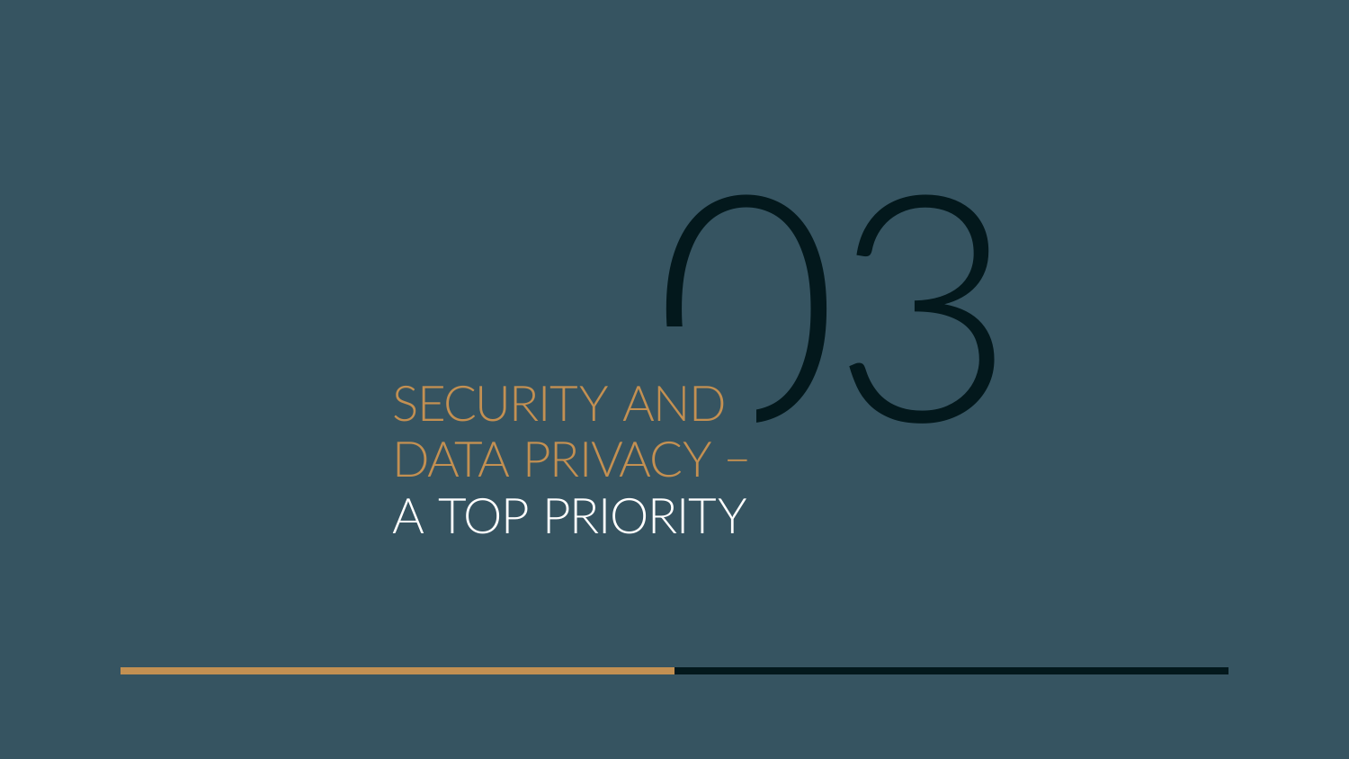# 03

# SECURITY AND DATA PRIVACY – A TOP PRIORITY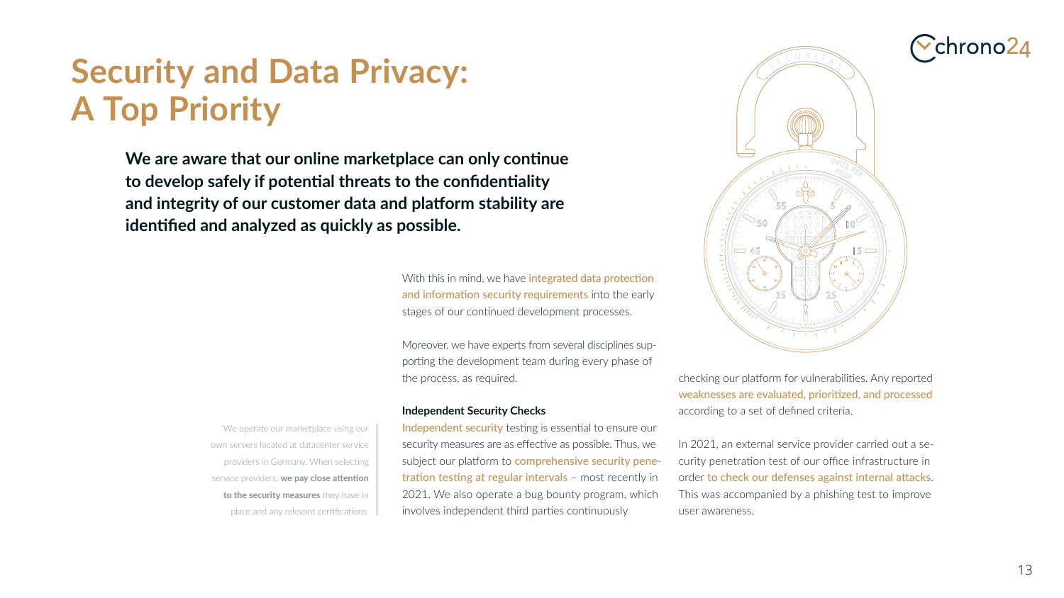# Security and Data Privacy: A Top Priority

**We are aware that our online marketplace can only continue to develop safely if potential threats to the confidentiality and integrity of our customer data and platform stability are identified and analyzed as quickly as possible.**

With this in mind, we have integrated data protection and information security requirements into the early stages of our continued development processes.

Moreover, we have experts from several disciplines supporting the development team during every phase of the process, as required.

We operate our marketplace using our own servers located at datacenter service providers in Germany. When selecting service providers, **we pay close attention to the security measures** they have in place and any relevant certifications.

### Independent Security Checks

Independent security testing is essential to ensure our security measures are as effective as possible. Thus, we subject our platform to comprehensive security penetration testing at regular intervals – most recently in 2021. We also operate a bug bounty program, which involves independent third parties continuously checking our platform for vulnerabilities. Any reported weaknesses are evaluated, prioritized, and processed according to a set of defined criteria.

In 2021, an external service provider carried out a security penetration test of our office infrastructure in order to check our defenses against internal attacks. This was accompanied by a phishing test to improve user awareness.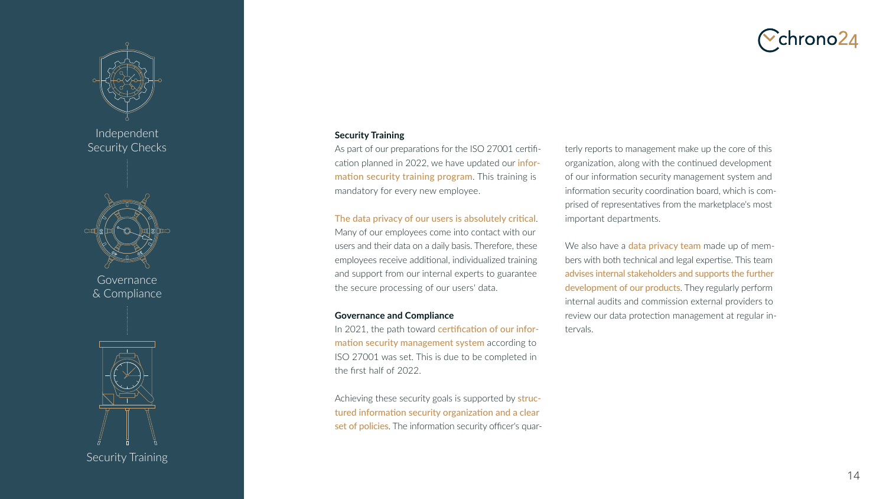Independent Security Checks

Governance & Compliance

Security Training

### Security Training

As part of our preparations for the ISO 27001 certification planned in 2022, we have updated our information security training program. This training is mandatory for every new employee.

The data privacy of our users is absolutely critical. Many of our employees come into contact with our users and their data on a daily basis. Therefore, these employees receive additional, individualized training and support from our internal experts to guarantee the secure processing of our users' data.

### Governance and Compliance

In 2021, the path toward certification of our information security management system according to ISO 27001 was set. This is due to be completed in the first half of 2022.

Achieving these security goals is supported by structured information security organization and a clear set of policies. The information security officer's quarterly reports to management make up the core of this organization, along with the continued development of our information security management system and information security coordination board, which is comprised of representatives from the marketplace's most important departments.

We also have a data privacy team made up of members with both technical and legal expertise. This team advises internal stakeholders and supports the further development of our products. They regularly perform internal audits and commission external providers to review our data protection management at regular intervals.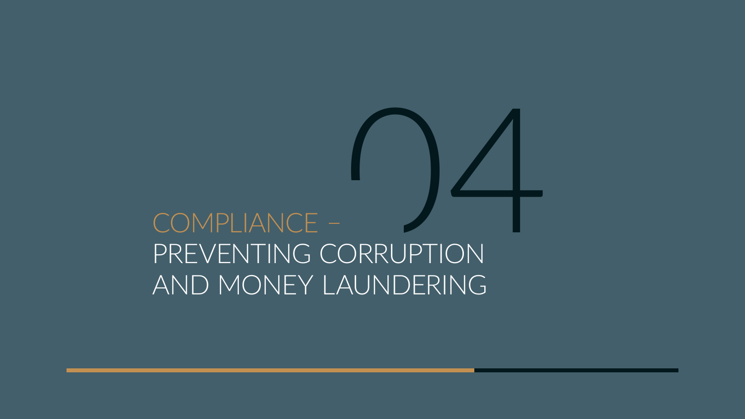# 04

# COMPLIANCE – PREVENTING CORRUPTION AND MONEY LAUNDERING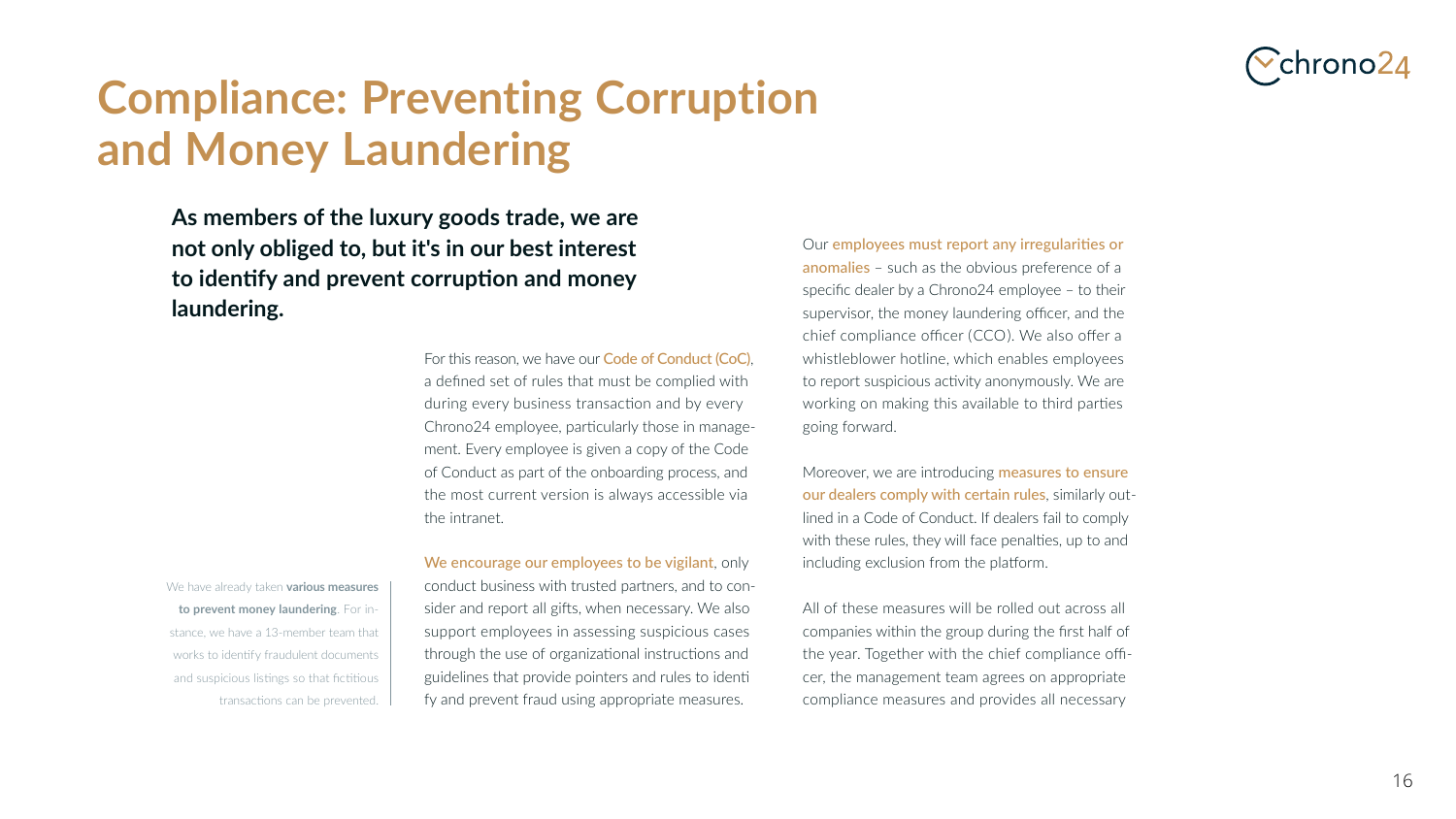# Compliance: Preventing Corruption and Money Laundering

**As members of the luxury goods trade, we are not only obliged to, but it's in our best interest to identify and prevent corruption and money laundering.**

We have already taken **various measures to prevent money laundering**. For instance, we have a 13-member team that works to identify fraudulent documents and suspicious listings so that fictitious transactions can be prevented.

For this reason, we have our Code of Conduct (CoC), a defined set of rules that must be complied with during every business transaction and by every Chrono24 employee, particularly those in management. Every employee is given a copy of the Code of Conduct as part of the onboarding process, and the most current version is always accessible via the intranet.

We encourage our employees to be vigilant, only conduct business with trusted partners, and to consider and report all gifts, when necessary. We also support employees in assessing suspicious cases through the use of organizational instructions and guidelines that provide pointers and rules to identify and prevent fraud using appropriate measures.

Our employees must report any irregularities or anomalies – such as the obvious preference of a specific dealer by a Chrono24 employee – to their supervisor, the money laundering officer, and the chief compliance officer (CCO). We also offer a whistleblower hotline, which enables employees to report suspicious activity anonymously. We are working on making this available to third parties going forward.

Moreover, we are introducing measures to ensure our dealers comply with certain rules, similarly outlined in a Code of Conduct. If dealers fail to comply with these rules, they will face penalties, up to and including exclusion from the platform.

All of these measures will be rolled out across all companies within the group during the first half of the year. Together with the chief compliance officer, the management team agrees on appropriate compliance measures and provides all necessary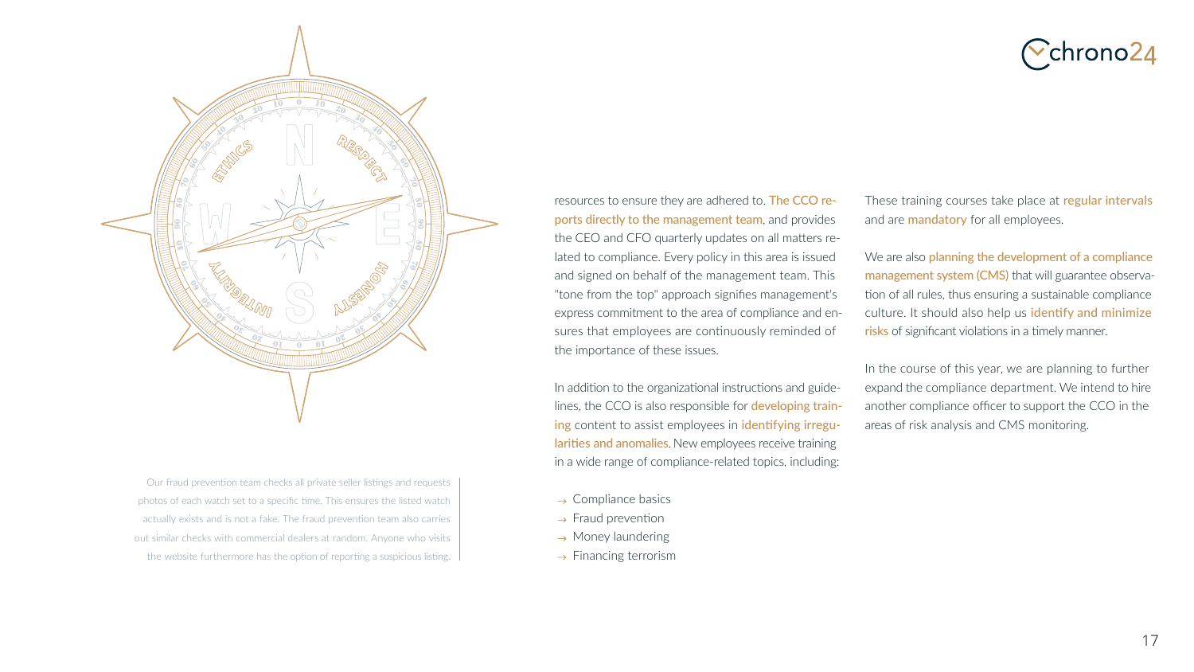Our fraud prevention team checks all private seller listings and requests photos of each watch set to a specific time. This ensures the listed watch actually exists and is not a fake. The fraud prevention team also carries out similar checks with commercial dealers at random. Anyone who visits the website furthermore has the option of reporting a suspicious listing.

resources to ensure they are adhered to. The CCO reports directly to the management team, and provides the CEO and CFO quarterly updates on all matters related to compliance. Every policy in this area is issued and signed on behalf of the management team. This "tone from the top" approach signifies management's express commitment to the area of compliance and ensures that employees are continuously reminded of the importance of these issues.

In addition to the organizational instructions and guidelines, the CCO is also responsible for developing training content to assist employees in identifying irregularities and anomalies. New employees receive training in a wide range of compliance-related topics, including:

- → Compliance basics
- → Fraud prevention
- → Money laundering
- → Financing terrorism

These training courses take place at regular intervals and are mandatory for all employees.

We are also planning the development of a compliance management system (CMS) that will guarantee observation of all rules, thus ensuring a sustainable compliance culture. It should also help us identify and minimize risks of significant violations in a timely manner.

In the course of this year, we are planning to further expand the compliance department. We intend to hire another compliance officer to support the CCO in the areas of risk analysis and CMS monitoring.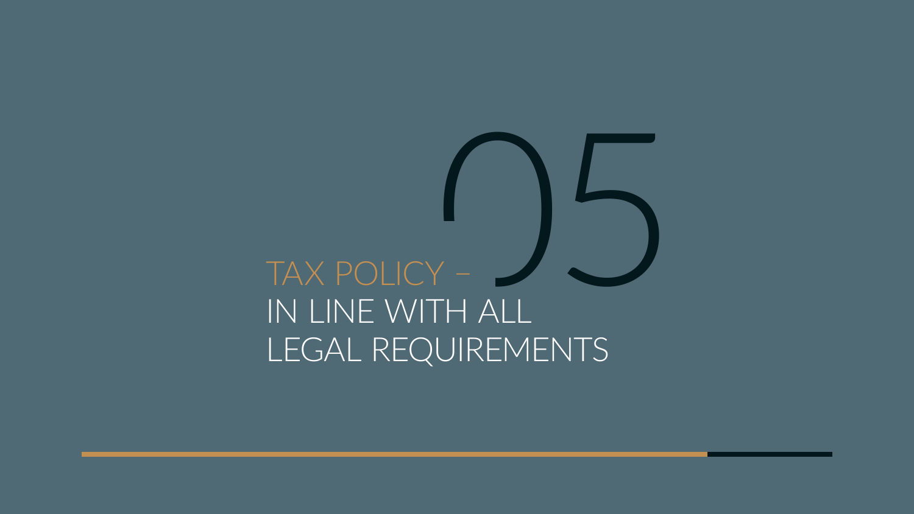# 05

# TAX POLICY – IN LINE WITH ALL LEGAL REQUIREMENTS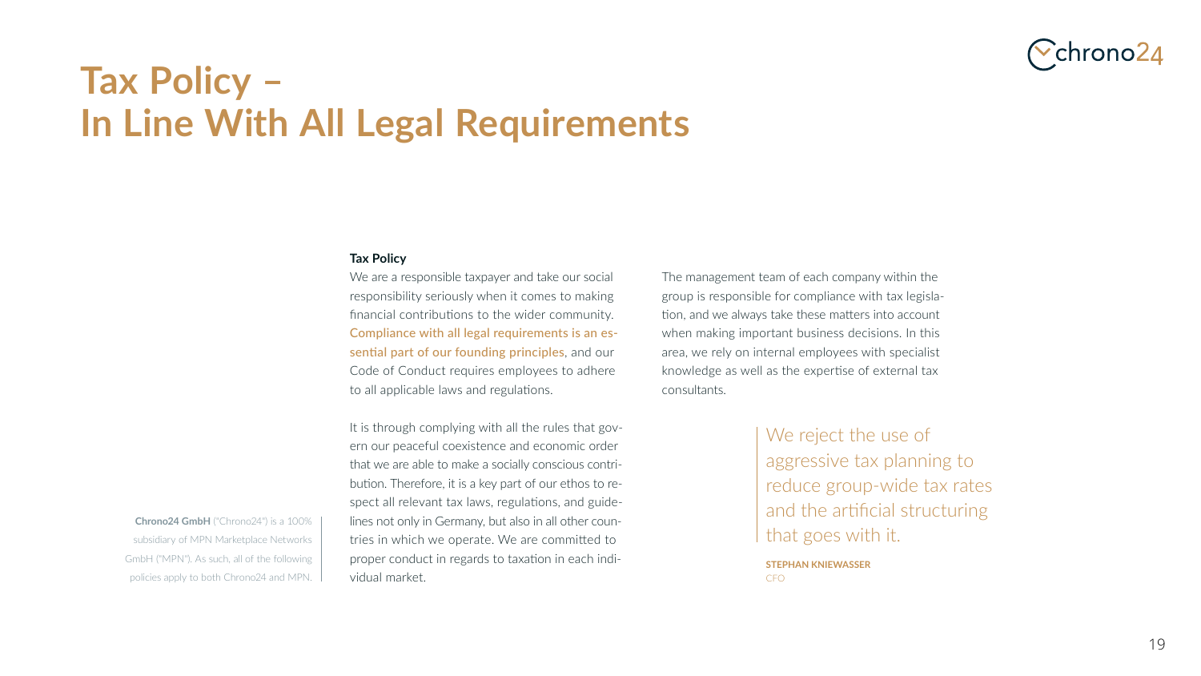# Tax Policy – In Line With All Legal Requirements

**Chrono24 GmbH** ("Chrono24") is a 100% subsidiary of MPN Marketplace Networks GmbH ("MPN"). As such, all of the following policies apply to both Chrono24 and MPN.

**Tax Policy**

We are a responsible taxpayer and take our social responsibility seriously when it comes to making financial contributions to the wider community. **Compliance with all legal requirements is an essential part of our founding principles**, and our Code of Conduct requires employees to adhere to all applicable laws and regulations.

It is through complying with all the rules that govern our peaceful coexistence and economic order that we are able to make a socially conscious contribution. Therefore, it is a key part of our ethos to respect all relevant tax laws, regulations, and guidelines not only in Germany, but also in all other countries in which we operate. We are committed to proper conduct in regards to taxation in each individual market.

The management team of each company within the group is responsible for compliance with tax legislation, and we always take these matters into account when making important business decisions. In this area, we rely on internal employees with specialist knowledge as well as the expertise of external tax consultants.

> We reject the use of aggressive tax planning to reduce group-wide tax rates and the artificial structuring that goes with it.
>
> **STEPHAN KNIEWASSER**
> CFO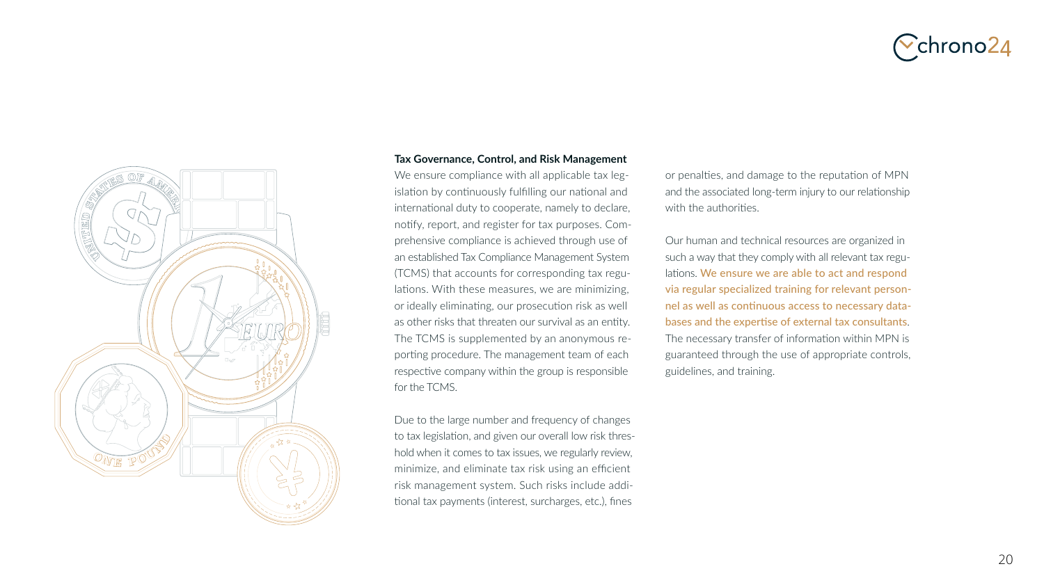**Tax Governance, Control, and Risk Management**

We ensure compliance with all applicable tax legislation by continuously fulfilling our national and international duty to cooperate, namely to declare, notify, report, and register for tax purposes. Comprehensive compliance is achieved through use of an established Tax Compliance Management System (TCMS) that accounts for corresponding tax regulations. With these measures, we are minimizing, or ideally eliminating, our prosecution risk as well as other risks that threaten our survival as an entity. The TCMS is supplemented by an anonymous reporting procedure. The management team of each respective company within the group is responsible for the TCMS.

Due to the large number and frequency of changes to tax legislation, and given our overall low risk threshold when it comes to tax issues, we regularly review, minimize, and eliminate tax risk using an efficient risk management system. Such risks include additional tax payments (interest, surcharges, etc.), fines or penalties, and damage to the reputation of MPN and the associated long-term injury to our relationship with the authorities.

Our human and technical resources are organized in such a way that they comply with all relevant tax regulations. We ensure we are able to act and respond via regular specialized training for relevant personnel as well as continuous access to necessary databases and the expertise of external tax consultants. The necessary transfer of information within MPN is guaranteed through the use of appropriate controls, guidelines, and training.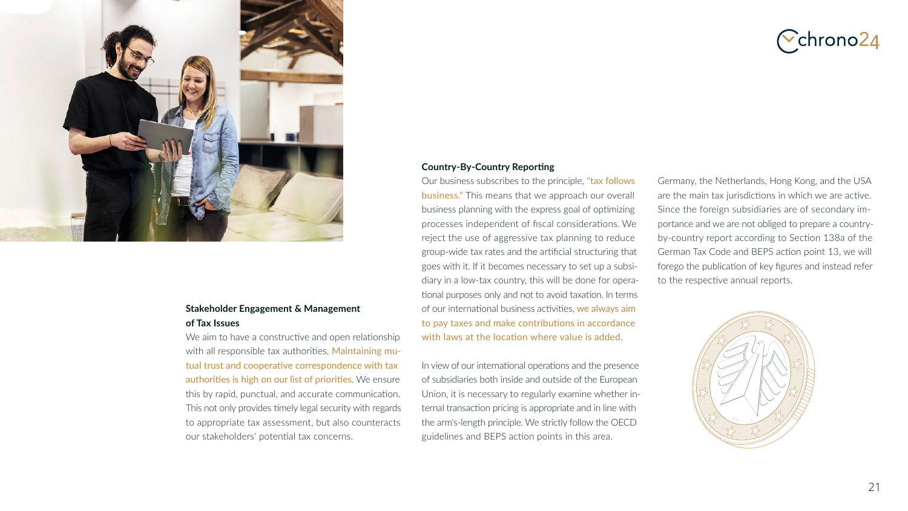### Stakeholder Engagement & Management of Tax Issues

We aim to have a constructive and open relationship with all responsible tax authorities. Maintaining mutual trust and cooperative correspondence with tax authorities is high on our list of priorities. We ensure this by rapid, punctual, and accurate communication. This not only provides timely legal security with regards to appropriate tax assessment, but also counteracts our stakeholders' potential tax concerns.

### Country-By-Country Reporting

Our business subscribes to the principle, "tax follows business." This means that we approach our overall business planning with the express goal of optimizing processes independent of fiscal considerations. We reject the use of aggressive tax planning to reduce group-wide tax rates and the artificial structuring that goes with it. If it becomes necessary to set up a subsidiary in a low-tax country, this will be done for operational purposes only and not to avoid taxation. In terms of our international business activities, we always aim to pay taxes and make contributions in accordance with laws at the location where value is added.

In view of our international operations and the presence of subsidiaries both inside and outside of the European Union, it is necessary to regularly examine whether internal transaction pricing is appropriate and in line with the arm's-length principle. We strictly follow the OECD guidelines and BEPS action points in this area.

Germany, the Netherlands, Hong Kong, and the USA are the main tax jurisdictions in which we are active. Since the foreign subsidiaries are of secondary importance and we are not obliged to prepare a country-by-country report according to Section 138a of the German Tax Code and BEPS action point 13, we will forego the publication of key figures and instead refer to the respective annual reports.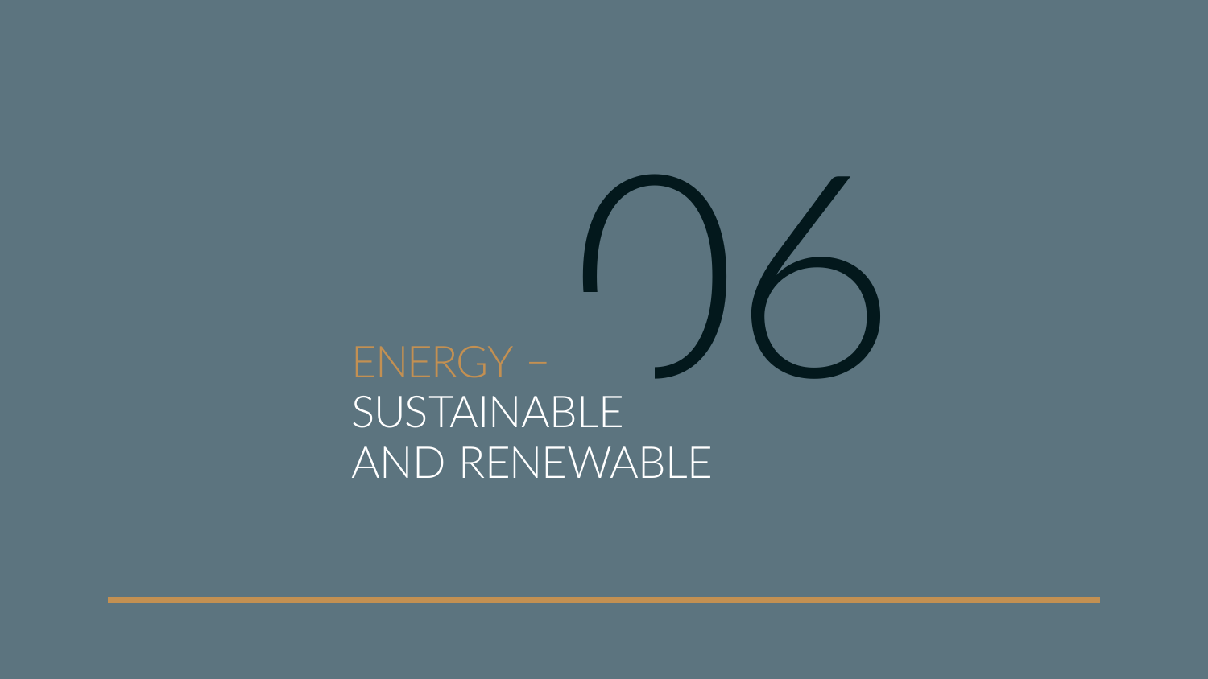# 06

# ENERGY – SUSTAINABLE AND RENEWABLE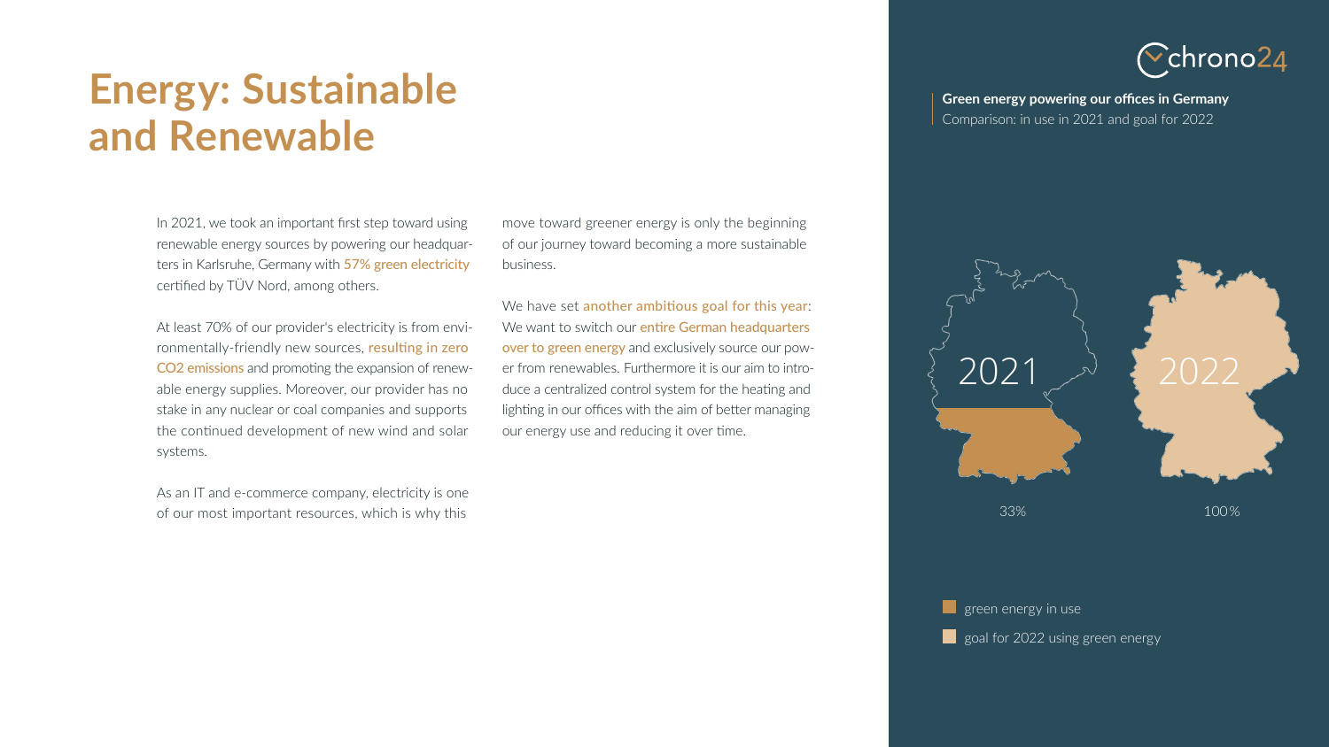# Energy: Sustainable and Renewable

In 2021, we took an important first step toward using renewable energy sources by powering our headquarters in Karlsruhe, Germany with **57% green electricity** certified by TÜV Nord, among others.

At least 70% of our provider's electricity is from environmentally-friendly new sources, **resulting in zero CO2 emissions** and promoting the expansion of renewable energy supplies. Moreover, our provider has no stake in any nuclear or coal companies and supports the continued development of new wind and solar systems.

As an IT and e-commerce company, electricity is one of our most important resources, which is why this move toward greener energy is only the beginning of our journey toward becoming a more sustainable business.

We have set **another ambitious goal for this year**: We want to switch our **entire German headquarters over to green energy** and exclusively source our power from renewables. Furthermore it is our aim to introduce a centralized control system for the heating and lighting in our offices with the aim of better managing our energy use and reducing it over time.

chrono24

**Green energy powering our offices in Germany**
Comparison: in use in 2021 and goal for 2022

2021 — 33%

2022 — 100%

- green energy in use
- goal for 2022 using green energy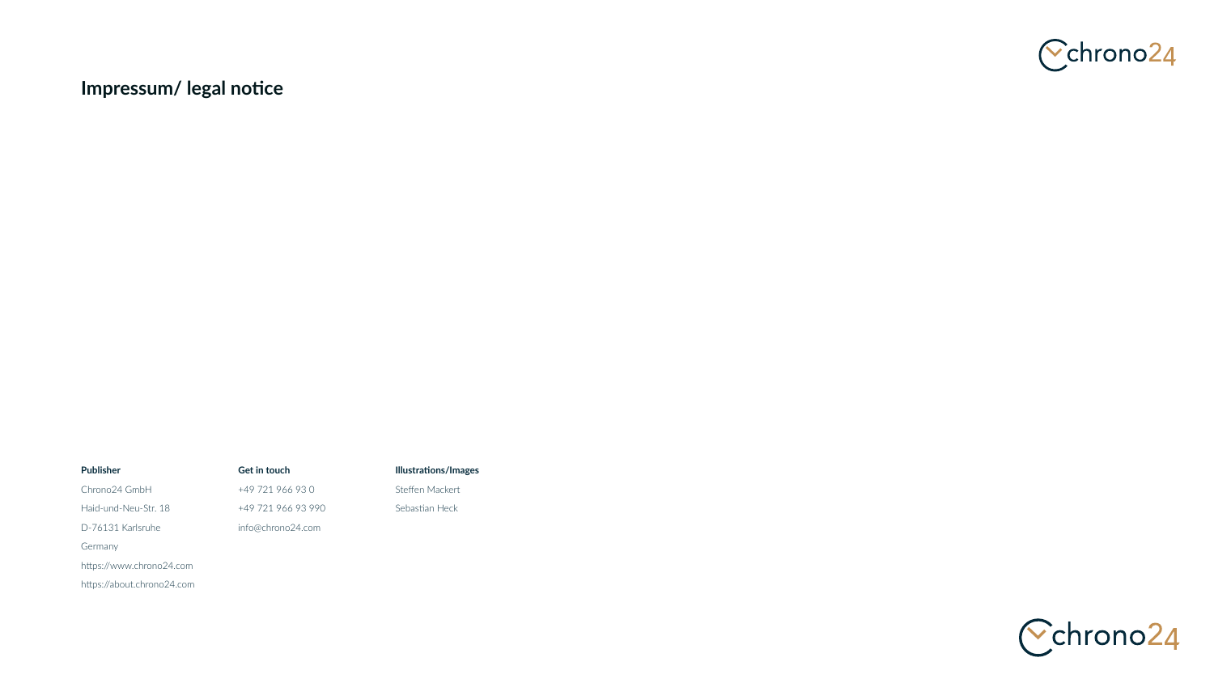# Impressum/ legal notice

**Publisher**

Chrono24 GmbH

Haid-und-Neu-Str. 18

D-76131 Karlsruhe

Germany

https://www.chrono24.com

https://about.chrono24.com

**Get in touch**

+49 721 966 93 0

+49 721 966 93 990

info@chrono24.com

**Illustrations/Images**

Steffen Mackert

Sebastian Heck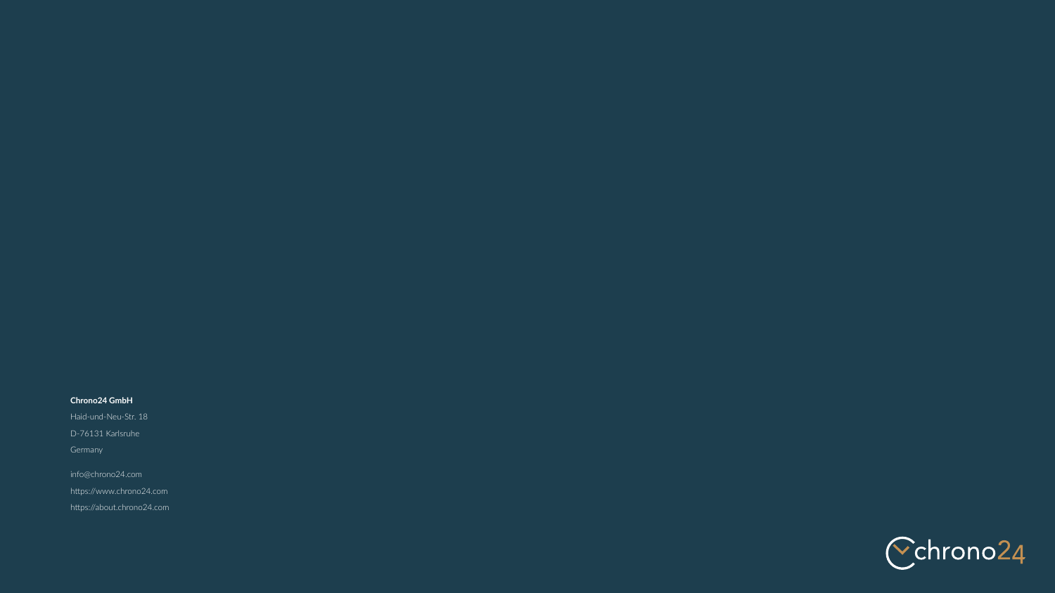**Chrono24 GmbH**

Haid-und-Neu-Str. 18

D-76131 Karlsruhe

Germany

info@chrono24.com

https://www.chrono24.com

https://about.chrono24.com

chrono24